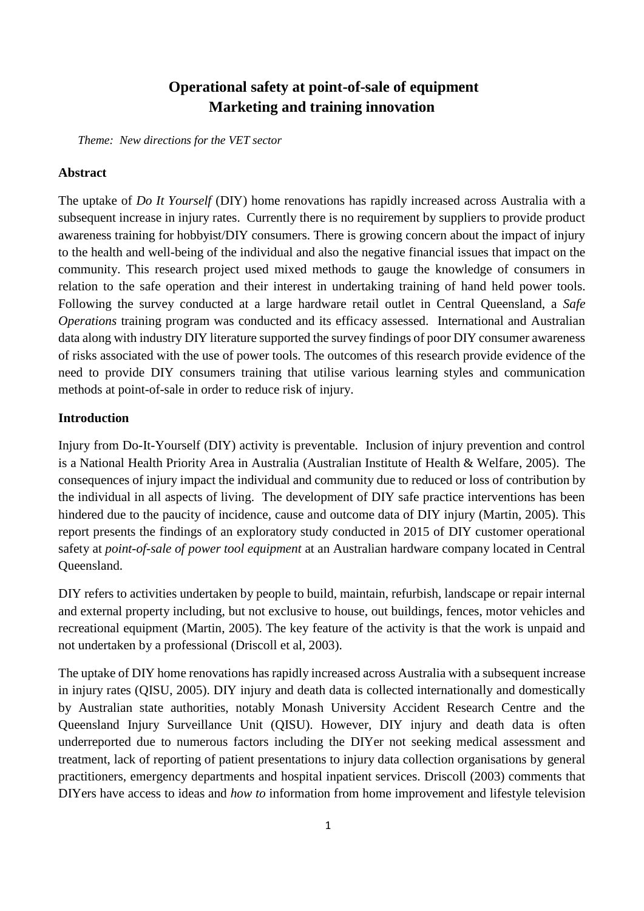# Operational safety at point-of-sale of equipment
# Marketing and training innovation

*Theme: New directions for the VET sector*

## Abstract

The uptake of *Do It Yourself* (DIY) home renovations has rapidly increased across Australia with a subsequent increase in injury rates. Currently there is no requirement by suppliers to provide product awareness training for hobbyist/DIY consumers. There is growing concern about the impact of injury to the health and well-being of the individual and also the negative financial issues that impact on the community. This research project used mixed methods to gauge the knowledge of consumers in relation to the safe operation and their interest in undertaking training of hand held power tools. Following the survey conducted at a large hardware retail outlet in Central Queensland, a *Safe Operations* training program was conducted and its efficacy assessed. International and Australian data along with industry DIY literature supported the survey findings of poor DIY consumer awareness of risks associated with the use of power tools. The outcomes of this research provide evidence of the need to provide DIY consumers training that utilise various learning styles and communication methods at point-of-sale in order to reduce risk of injury.

## Introduction

Injury from Do-It-Yourself (DIY) activity is preventable. Inclusion of injury prevention and control is a National Health Priority Area in Australia (Australian Institute of Health & Welfare, 2005). The consequences of injury impact the individual and community due to reduced or loss of contribution by the individual in all aspects of living. The development of DIY safe practice interventions has been hindered due to the paucity of incidence, cause and outcome data of DIY injury (Martin, 2005). This report presents the findings of an exploratory study conducted in 2015 of DIY customer operational safety at *point-of-sale of power tool equipment* at an Australian hardware company located in Central Queensland.

DIY refers to activities undertaken by people to build, maintain, refurbish, landscape or repair internal and external property including, but not exclusive to house, out buildings, fences, motor vehicles and recreational equipment (Martin, 2005). The key feature of the activity is that the work is unpaid and not undertaken by a professional (Driscoll et al, 2003).

The uptake of DIY home renovations has rapidly increased across Australia with a subsequent increase in injury rates (QISU, 2005). DIY injury and death data is collected internationally and domestically by Australian state authorities, notably Monash University Accident Research Centre and the Queensland Injury Surveillance Unit (QISU). However, DIY injury and death data is often underreported due to numerous factors including the DIYer not seeking medical assessment and treatment, lack of reporting of patient presentations to injury data collection organisations by general practitioners, emergency departments and hospital inpatient services. Driscoll (2003) comments that DIYers have access to ideas and *how to* information from home improvement and lifestyle television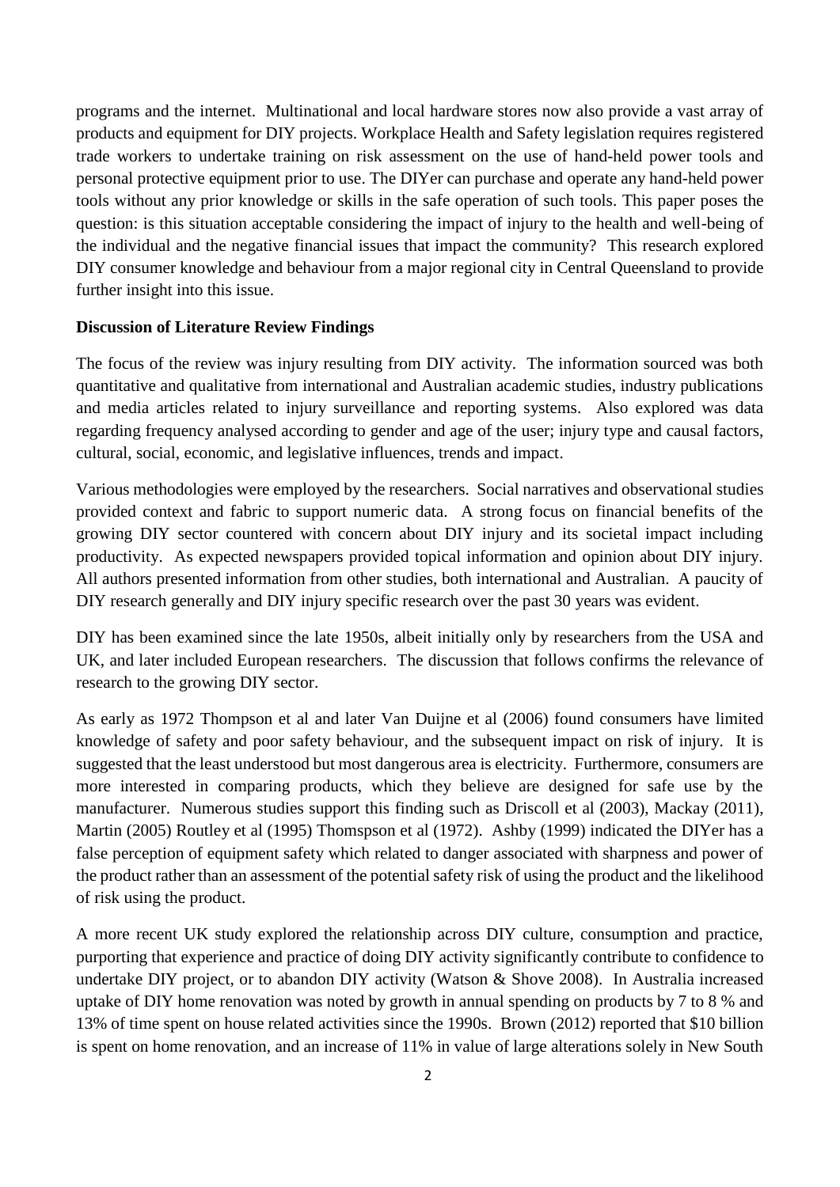programs and the internet. Multinational and local hardware stores now also provide a vast array of products and equipment for DIY projects. Workplace Health and Safety legislation requires registered trade workers to undertake training on risk assessment on the use of hand-held power tools and personal protective equipment prior to use. The DIYer can purchase and operate any hand-held power tools without any prior knowledge or skills in the safe operation of such tools. This paper poses the question: is this situation acceptable considering the impact of injury to the health and well-being of the individual and the negative financial issues that impact the community? This research explored DIY consumer knowledge and behaviour from a major regional city in Central Queensland to provide further insight into this issue.

**Discussion of Literature Review Findings**

The focus of the review was injury resulting from DIY activity. The information sourced was both quantitative and qualitative from international and Australian academic studies, industry publications and media articles related to injury surveillance and reporting systems. Also explored was data regarding frequency analysed according to gender and age of the user; injury type and causal factors, cultural, social, economic, and legislative influences, trends and impact.

Various methodologies were employed by the researchers. Social narratives and observational studies provided context and fabric to support numeric data. A strong focus on financial benefits of the growing DIY sector countered with concern about DIY injury and its societal impact including productivity. As expected newspapers provided topical information and opinion about DIY injury. All authors presented information from other studies, both international and Australian. A paucity of DIY research generally and DIY injury specific research over the past 30 years was evident.

DIY has been examined since the late 1950s, albeit initially only by researchers from the USA and UK, and later included European researchers. The discussion that follows confirms the relevance of research to the growing DIY sector.

As early as 1972 Thompson et al and later Van Duijne et al (2006) found consumers have limited knowledge of safety and poor safety behaviour, and the subsequent impact on risk of injury. It is suggested that the least understood but most dangerous area is electricity. Furthermore, consumers are more interested in comparing products, which they believe are designed for safe use by the manufacturer. Numerous studies support this finding such as Driscoll et al (2003), Mackay (2011), Martin (2005) Routley et al (1995) Thomspson et al (1972). Ashby (1999) indicated the DIYer has a false perception of equipment safety which related to danger associated with sharpness and power of the product rather than an assessment of the potential safety risk of using the product and the likelihood of risk using the product.

A more recent UK study explored the relationship across DIY culture, consumption and practice, purporting that experience and practice of doing DIY activity significantly contribute to confidence to undertake DIY project, or to abandon DIY activity (Watson & Shove 2008). In Australia increased uptake of DIY home renovation was noted by growth in annual spending on products by 7 to 8 % and 13% of time spent on house related activities since the 1990s. Brown (2012) reported that $10 billion is spent on home renovation, and an increase of 11% in value of large alterations solely in New South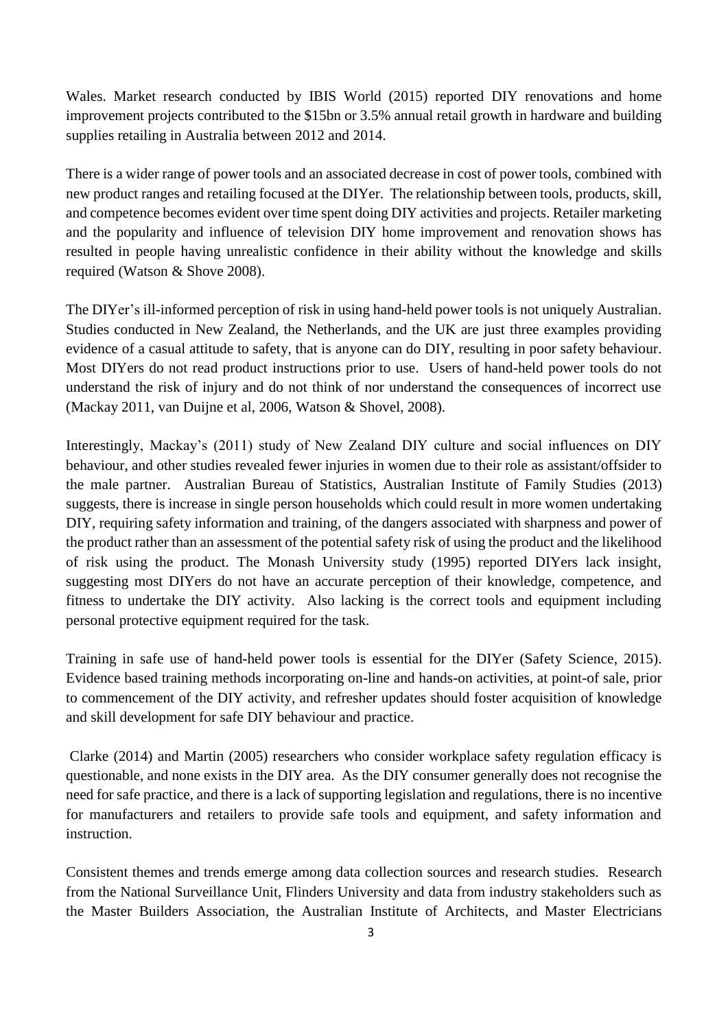Wales. Market research conducted by IBIS World (2015) reported DIY renovations and home improvement projects contributed to the $15bn or 3.5% annual retail growth in hardware and building supplies retailing in Australia between 2012 and 2014.

There is a wider range of power tools and an associated decrease in cost of power tools, combined with new product ranges and retailing focused at the DIYer. The relationship between tools, products, skill, and competence becomes evident over time spent doing DIY activities and projects. Retailer marketing and the popularity and influence of television DIY home improvement and renovation shows has resulted in people having unrealistic confidence in their ability without the knowledge and skills required (Watson & Shove 2008).

The DIYer's ill-informed perception of risk in using hand-held power tools is not uniquely Australian. Studies conducted in New Zealand, the Netherlands, and the UK are just three examples providing evidence of a casual attitude to safety, that is anyone can do DIY, resulting in poor safety behaviour. Most DIYers do not read product instructions prior to use. Users of hand-held power tools do not understand the risk of injury and do not think of nor understand the consequences of incorrect use (Mackay 2011, van Duijne et al, 2006, Watson & Shovel, 2008).

Interestingly, Mackay's (2011) study of New Zealand DIY culture and social influences on DIY behaviour, and other studies revealed fewer injuries in women due to their role as assistant/offsider to the male partner. Australian Bureau of Statistics, Australian Institute of Family Studies (2013) suggests, there is increase in single person households which could result in more women undertaking DIY, requiring safety information and training, of the dangers associated with sharpness and power of the product rather than an assessment of the potential safety risk of using the product and the likelihood of risk using the product. The Monash University study (1995) reported DIYers lack insight, suggesting most DIYers do not have an accurate perception of their knowledge, competence, and fitness to undertake the DIY activity. Also lacking is the correct tools and equipment including personal protective equipment required for the task.

Training in safe use of hand-held power tools is essential for the DIYer (Safety Science, 2015). Evidence based training methods incorporating on-line and hands-on activities, at point-of sale, prior to commencement of the DIY activity, and refresher updates should foster acquisition of knowledge and skill development for safe DIY behaviour and practice.

Clarke (2014) and Martin (2005) researchers who consider workplace safety regulation efficacy is questionable, and none exists in the DIY area. As the DIY consumer generally does not recognise the need for safe practice, and there is a lack of supporting legislation and regulations, there is no incentive for manufacturers and retailers to provide safe tools and equipment, and safety information and instruction.

Consistent themes and trends emerge among data collection sources and research studies. Research from the National Surveillance Unit, Flinders University and data from industry stakeholders such as the Master Builders Association, the Australian Institute of Architects, and Master Electricians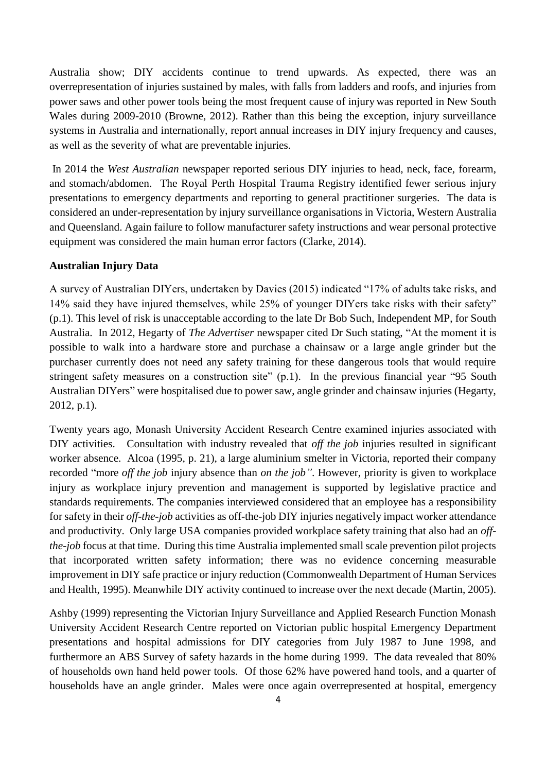Australia show; DIY accidents continue to trend upwards. As expected, there was an overrepresentation of injuries sustained by males, with falls from ladders and roofs, and injuries from power saws and other power tools being the most frequent cause of injury was reported in New South Wales during 2009-2010 (Browne, 2012). Rather than this being the exception, injury surveillance systems in Australia and internationally, report annual increases in DIY injury frequency and causes, as well as the severity of what are preventable injuries.

In 2014 the *West Australian* newspaper reported serious DIY injuries to head, neck, face, forearm, and stomach/abdomen. The Royal Perth Hospital Trauma Registry identified fewer serious injury presentations to emergency departments and reporting to general practitioner surgeries. The data is considered an under-representation by injury surveillance organisations in Victoria, Western Australia and Queensland. Again failure to follow manufacturer safety instructions and wear personal protective equipment was considered the main human error factors (Clarke, 2014).

**Australian Injury Data**

A survey of Australian DIYers, undertaken by Davies (2015) indicated "17% of adults take risks, and 14% said they have injured themselves, while 25% of younger DIYers take risks with their safety" (p.1). This level of risk is unacceptable according to the late Dr Bob Such, Independent MP, for South Australia. In 2012, Hegarty of *The Advertiser* newspaper cited Dr Such stating, "At the moment it is possible to walk into a hardware store and purchase a chainsaw or a large angle grinder but the purchaser currently does not need any safety training for these dangerous tools that would require stringent safety measures on a construction site" (p.1). In the previous financial year "95 South Australian DIYers" were hospitalised due to power saw, angle grinder and chainsaw injuries (Hegarty, 2012, p.1).

Twenty years ago, Monash University Accident Research Centre examined injuries associated with DIY activities. Consultation with industry revealed that *off the job* injuries resulted in significant worker absence. Alcoa (1995, p. 21), a large aluminium smelter in Victoria, reported their company recorded "more *off the job* injury absence than *on the job"*. However, priority is given to workplace injury as workplace injury prevention and management is supported by legislative practice and standards requirements. The companies interviewed considered that an employee has a responsibility for safety in their *off-the-job* activities as off-the-job DIY injuries negatively impact worker attendance and productivity. Only large USA companies provided workplace safety training that also had an *off-the-job* focus at that time. During this time Australia implemented small scale prevention pilot projects that incorporated written safety information; there was no evidence concerning measurable improvement in DIY safe practice or injury reduction (Commonwealth Department of Human Services and Health, 1995). Meanwhile DIY activity continued to increase over the next decade (Martin, 2005).

Ashby (1999) representing the Victorian Injury Surveillance and Applied Research Function Monash University Accident Research Centre reported on Victorian public hospital Emergency Department presentations and hospital admissions for DIY categories from July 1987 to June 1998, and furthermore an ABS Survey of safety hazards in the home during 1999. The data revealed that 80% of households own hand held power tools. Of those 62% have powered hand tools, and a quarter of households have an angle grinder. Males were once again overrepresented at hospital, emergency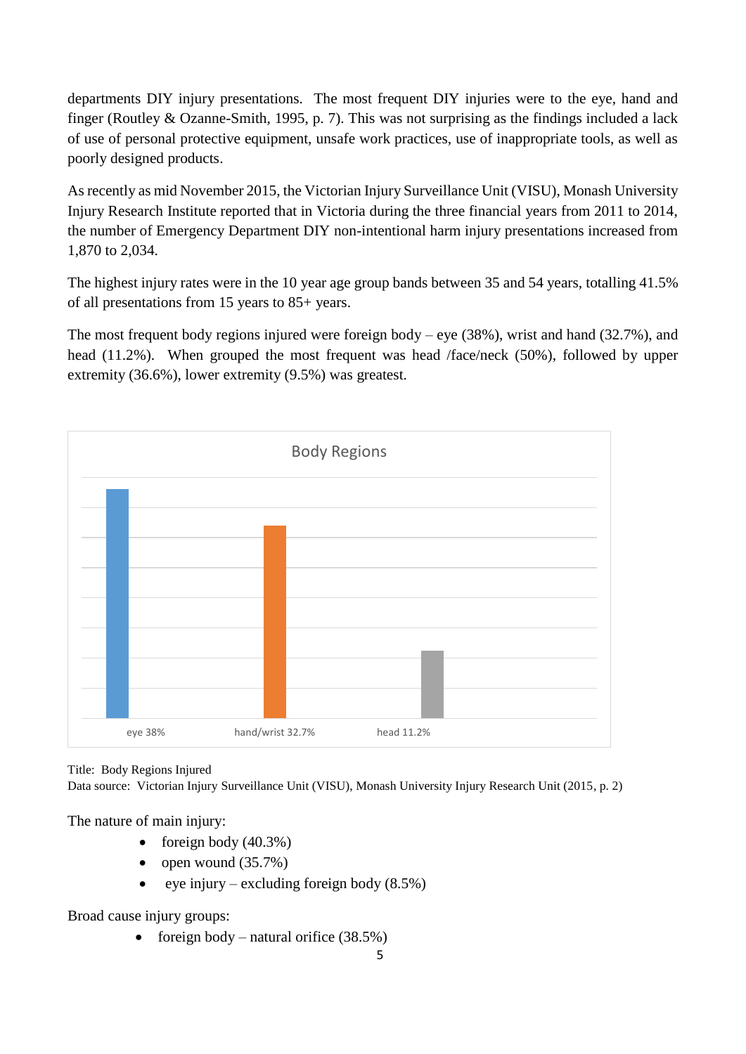departments DIY injury presentations. The most frequent DIY injuries were to the eye, hand and finger (Routley & Ozanne-Smith, 1995, p. 7). This was not surprising as the findings included a lack of use of personal protective equipment, unsafe work practices, use of inappropriate tools, as well as poorly designed products.

As recently as mid November 2015, the Victorian Injury Surveillance Unit (VISU), Monash University Injury Research Institute reported that in Victoria during the three financial years from 2011 to 2014, the number of Emergency Department DIY non-intentional harm injury presentations increased from 1,870 to 2,034.

The highest injury rates were in the 10 year age group bands between 35 and 54 years, totalling 41.5% of all presentations from 15 years to 85+ years.

The most frequent body regions injured were foreign body – eye (38%), wrist and hand (32.7%), and head (11.2%). When grouped the most frequent was head /face/neck (50%), followed by upper extremity (36.6%), lower extremity (9.5%) was greatest.

Body Regions

| eye 38% | hand/wrist 32.7% | head 11.2% |
| --- | --- | --- |

Title: Body Regions Injured
Data source: Victorian Injury Surveillance Unit (VISU), Monash University Injury Research Unit (2015, p. 2)

The nature of main injury:

- foreign body (40.3%)
- open wound (35.7%)
- eye injury – excluding foreign body (8.5%)

Broad cause injury groups:

- foreign body – natural orifice (38.5%)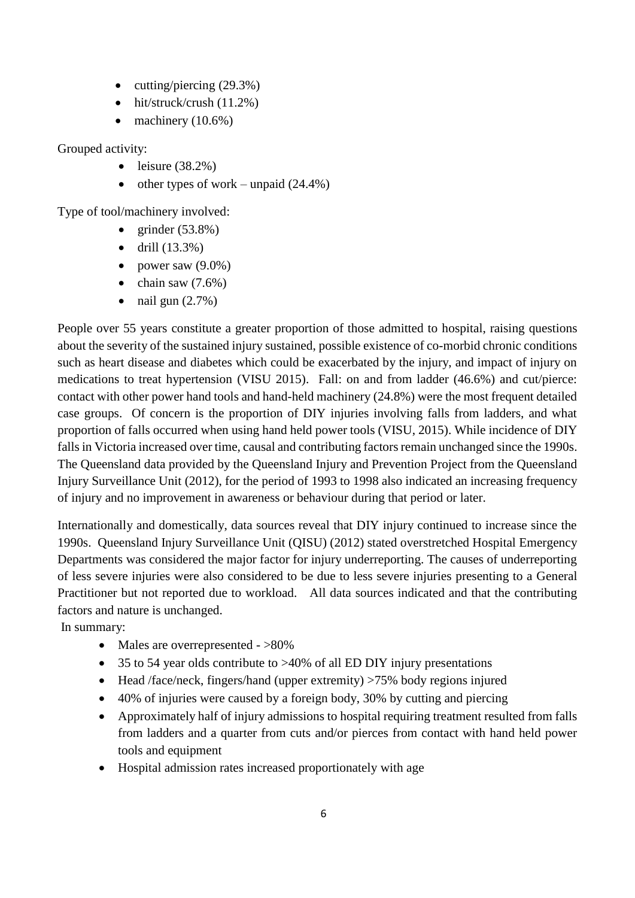- cutting/piercing (29.3%)
- hit/struck/crush (11.2%)
- machinery (10.6%)

Grouped activity:

- leisure (38.2%)
- other types of work – unpaid (24.4%)

Type of tool/machinery involved:

- grinder (53.8%)
- drill (13.3%)
- power saw (9.0%)
- chain saw (7.6%)
- nail gun (2.7%)

People over 55 years constitute a greater proportion of those admitted to hospital, raising questions about the severity of the sustained injury sustained, possible existence of co-morbid chronic conditions such as heart disease and diabetes which could be exacerbated by the injury, and impact of injury on medications to treat hypertension (VISU 2015). Fall: on and from ladder (46.6%) and cut/pierce: contact with other power hand tools and hand-held machinery (24.8%) were the most frequent detailed case groups. Of concern is the proportion of DIY injuries involving falls from ladders, and what proportion of falls occurred when using hand held power tools (VISU, 2015). While incidence of DIY falls in Victoria increased over time, causal and contributing factors remain unchanged since the 1990s. The Queensland data provided by the Queensland Injury and Prevention Project from the Queensland Injury Surveillance Unit (2012), for the period of 1993 to 1998 also indicated an increasing frequency of injury and no improvement in awareness or behaviour during that period or later.

Internationally and domestically, data sources reveal that DIY injury continued to increase since the 1990s. Queensland Injury Surveillance Unit (QISU) (2012) stated overstretched Hospital Emergency Departments was considered the major factor for injury underreporting. The causes of underreporting of less severe injuries were also considered to be due to less severe injuries presenting to a General Practitioner but not reported due to workload. All data sources indicated and that the contributing factors and nature is unchanged.

In summary:

- Males are overrepresented - >80%
- 35 to 54 year olds contribute to >40% of all ED DIY injury presentations
- Head /face/neck, fingers/hand (upper extremity) >75% body regions injured
- 40% of injuries were caused by a foreign body, 30% by cutting and piercing
- Approximately half of injury admissions to hospital requiring treatment resulted from falls from ladders and a quarter from cuts and/or pierces from contact with hand held power tools and equipment
- Hospital admission rates increased proportionately with age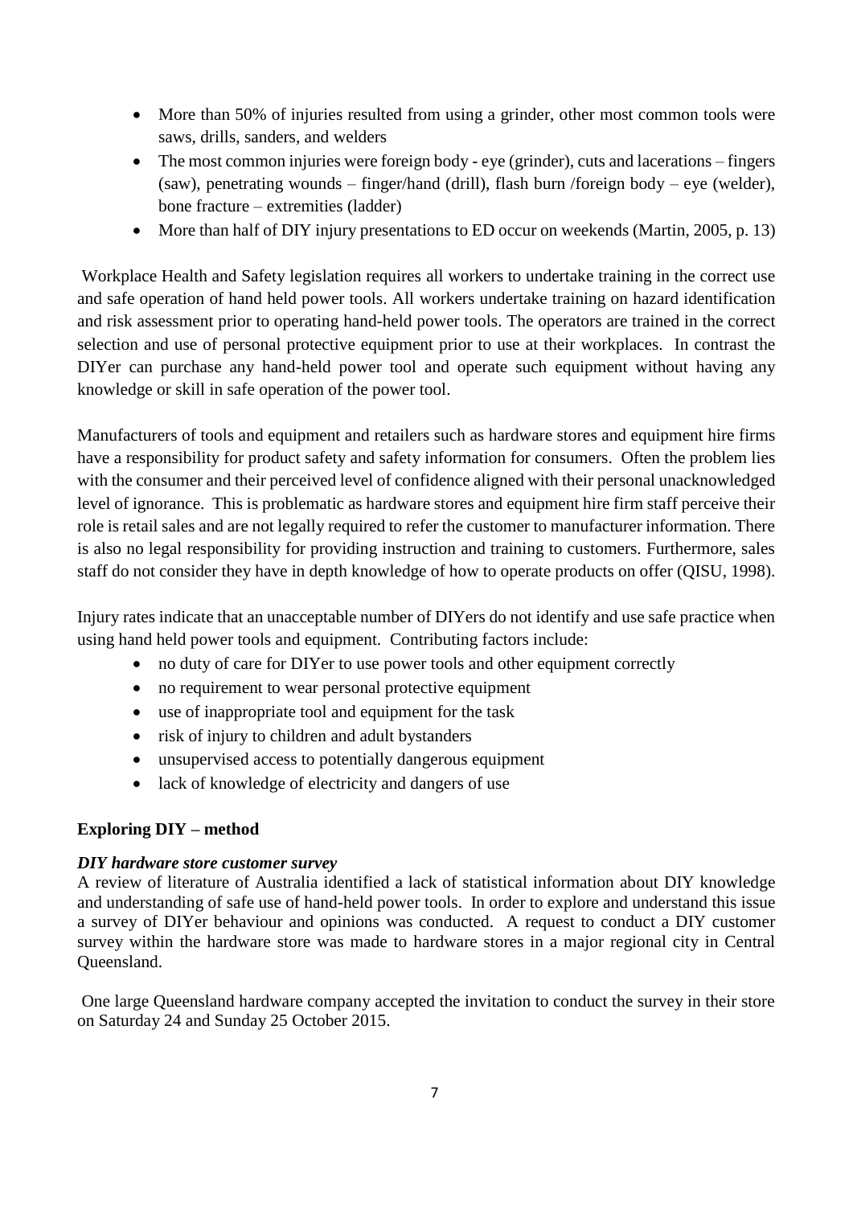- More than 50% of injuries resulted from using a grinder, other most common tools were saws, drills, sanders, and welders
- The most common injuries were foreign body - eye (grinder), cuts and lacerations – fingers (saw), penetrating wounds – finger/hand (drill), flash burn /foreign body – eye (welder), bone fracture – extremities (ladder)
- More than half of DIY injury presentations to ED occur on weekends (Martin, 2005, p. 13)

Workplace Health and Safety legislation requires all workers to undertake training in the correct use and safe operation of hand held power tools. All workers undertake training on hazard identification and risk assessment prior to operating hand-held power tools. The operators are trained in the correct selection and use of personal protective equipment prior to use at their workplaces. In contrast the DIYer can purchase any hand-held power tool and operate such equipment without having any knowledge or skill in safe operation of the power tool.

Manufacturers of tools and equipment and retailers such as hardware stores and equipment hire firms have a responsibility for product safety and safety information for consumers. Often the problem lies with the consumer and their perceived level of confidence aligned with their personal unacknowledged level of ignorance. This is problematic as hardware stores and equipment hire firm staff perceive their role is retail sales and are not legally required to refer the customer to manufacturer information. There is also no legal responsibility for providing instruction and training to customers. Furthermore, sales staff do not consider they have in depth knowledge of how to operate products on offer (QISU, 1998).

Injury rates indicate that an unacceptable number of DIYers do not identify and use safe practice when using hand held power tools and equipment. Contributing factors include:

- no duty of care for DIYer to use power tools and other equipment correctly
- no requirement to wear personal protective equipment
- use of inappropriate tool and equipment for the task
- risk of injury to children and adult bystanders
- unsupervised access to potentially dangerous equipment
- lack of knowledge of electricity and dangers of use

## Exploring DIY – method

### *DIY hardware store customer survey*

A review of literature of Australia identified a lack of statistical information about DIY knowledge and understanding of safe use of hand-held power tools. In order to explore and understand this issue a survey of DIYer behaviour and opinions was conducted. A request to conduct a DIY customer survey within the hardware store was made to hardware stores in a major regional city in Central Queensland.

One large Queensland hardware company accepted the invitation to conduct the survey in their store on Saturday 24 and Sunday 25 October 2015.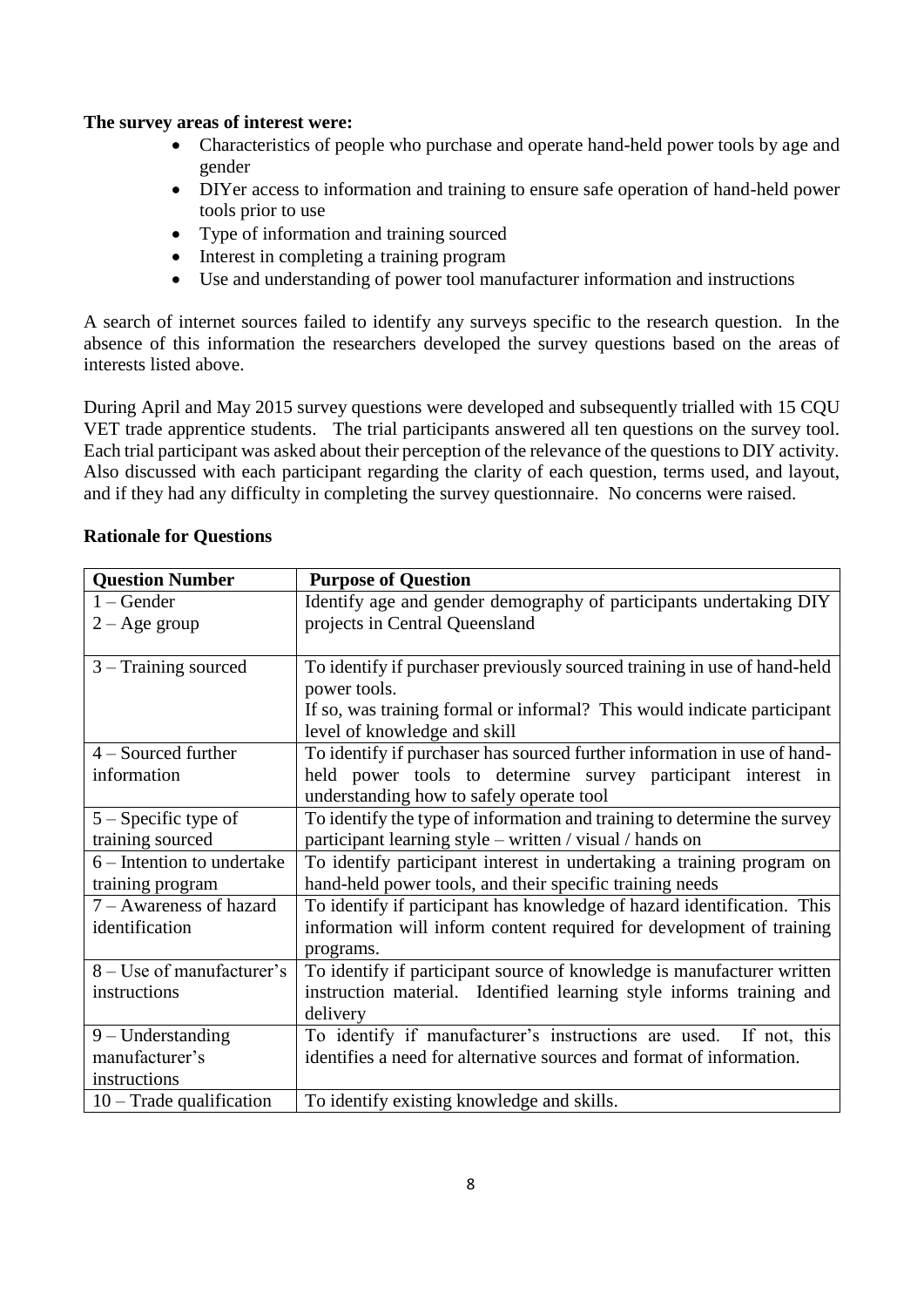**The survey areas of interest were:**

- Characteristics of people who purchase and operate hand-held power tools by age and gender
- DIYer access to information and training to ensure safe operation of hand-held power tools prior to use
- Type of information and training sourced
- Interest in completing a training program
- Use and understanding of power tool manufacturer information and instructions

A search of internet sources failed to identify any surveys specific to the research question. In the absence of this information the researchers developed the survey questions based on the areas of interests listed above.

During April and May 2015 survey questions were developed and subsequently trialled with 15 CQU VET trade apprentice students. The trial participants answered all ten questions on the survey tool. Each trial participant was asked about their perception of the relevance of the questions to DIY activity. Also discussed with each participant regarding the clarity of each question, terms used, and layout, and if they had any difficulty in completing the survey questionnaire. No concerns were raised.

**Rationale for Questions**

| Question Number | Purpose of Question |
|---|---|
| 1 – Gender<br>2 – Age group | Identify age and gender demography of participants undertaking DIY projects in Central Queensland |
| 3 – Training sourced | To identify if purchaser previously sourced training in use of hand-held power tools.<br>If so, was training formal or informal? This would indicate participant level of knowledge and skill |
| 4 – Sourced further information | To identify if purchaser has sourced further information in use of hand-held power tools to determine survey participant interest in understanding how to safely operate tool |
| 5 – Specific type of training sourced | To identify the type of information and training to determine the survey participant learning style – written / visual / hands on |
| 6 – Intention to undertake training program | To identify participant interest in undertaking a training program on hand-held power tools, and their specific training needs |
| 7 – Awareness of hazard identification | To identify if participant has knowledge of hazard identification. This information will inform content required for development of training programs. |
| 8 – Use of manufacturer's instructions | To identify if participant source of knowledge is manufacturer written instruction material. Identified learning style informs training and delivery |
| 9 – Understanding manufacturer's instructions | To identify if manufacturer's instructions are used. If not, this identifies a need for alternative sources and format of information. |
| 10 – Trade qualification | To identify existing knowledge and skills. |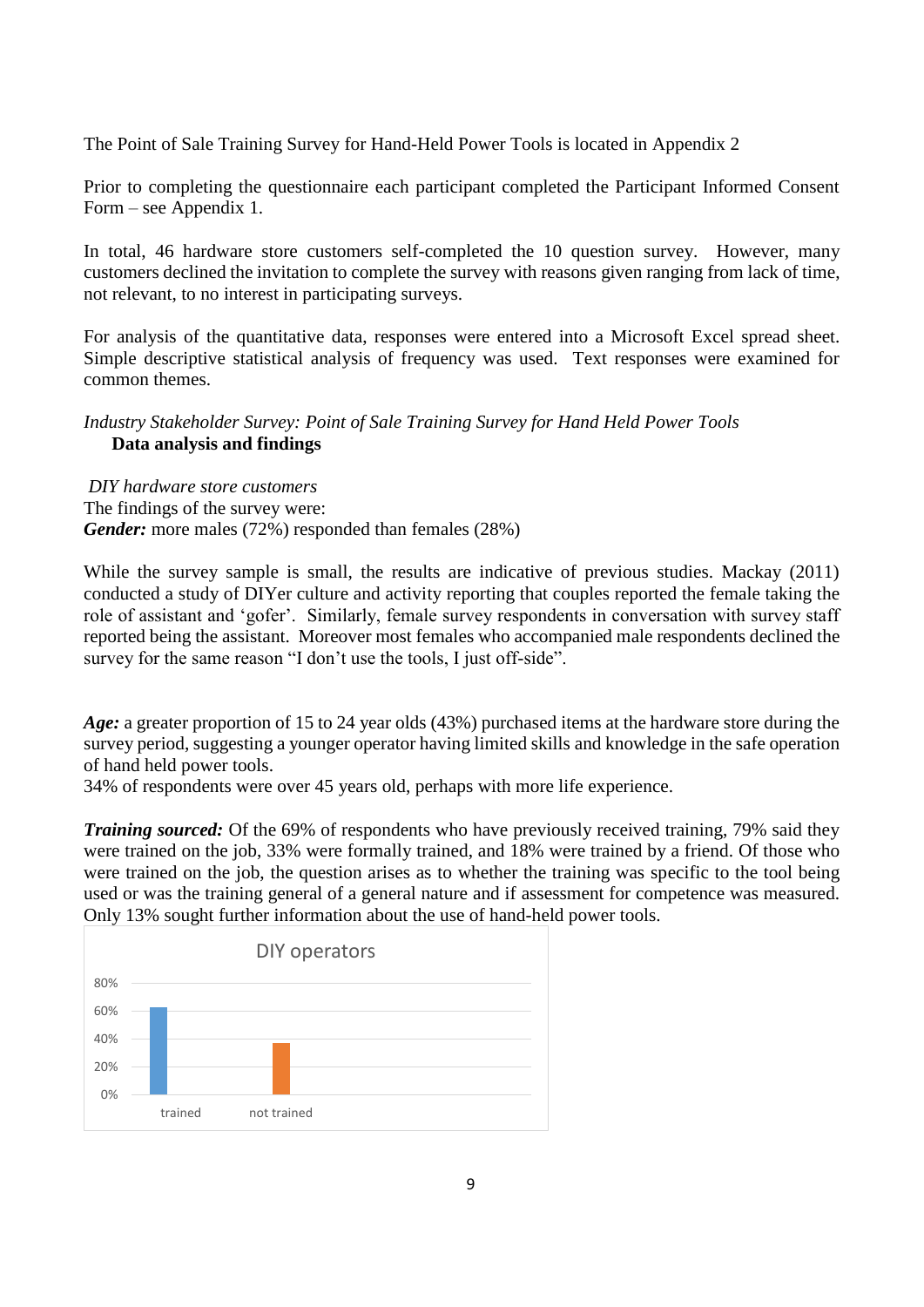The Point of Sale Training Survey for Hand-Held Power Tools is located in Appendix 2

Prior to completing the questionnaire each participant completed the Participant Informed Consent Form – see Appendix 1.

In total, 46 hardware store customers self-completed the 10 question survey. However, many customers declined the invitation to complete the survey with reasons given ranging from lack of time, not relevant, to no interest in participating surveys.

For analysis of the quantitative data, responses were entered into a Microsoft Excel spread sheet. Simple descriptive statistical analysis of frequency was used. Text responses were examined for common themes.

*Industry Stakeholder Survey: Point of Sale Training Survey for Hand Held Power Tools*

**Data analysis and findings**

*DIY hardware store customers*

The findings of the survey were:

***Gender:*** more males (72%) responded than females (28%)

While the survey sample is small, the results are indicative of previous studies. Mackay (2011) conducted a study of DIYer culture and activity reporting that couples reported the female taking the role of assistant and 'gofer'. Similarly, female survey respondents in conversation with survey staff reported being the assistant. Moreover most females who accompanied male respondents declined the survey for the same reason "I don't use the tools, I just off-side".

***Age:*** a greater proportion of 15 to 24 year olds (43%) purchased items at the hardware store during the survey period, suggesting a younger operator having limited skills and knowledge in the safe operation of hand held power tools.

34% of respondents were over 45 years old, perhaps with more life experience.

***Training sourced:*** Of the 69% of respondents who have previously received training, 79% said they were trained on the job, 33% were formally trained, and 18% were trained by a friend. Of those who were trained on the job, the question arises as to whether the training was specific to the tool being used or was the training general of a general nature and if assessment for competence was measured. Only 13% sought further information about the use of hand-held power tools.

DIY operators

| | Percentage |
|---|---|
| trained | ~63% |
| not trained | ~37% |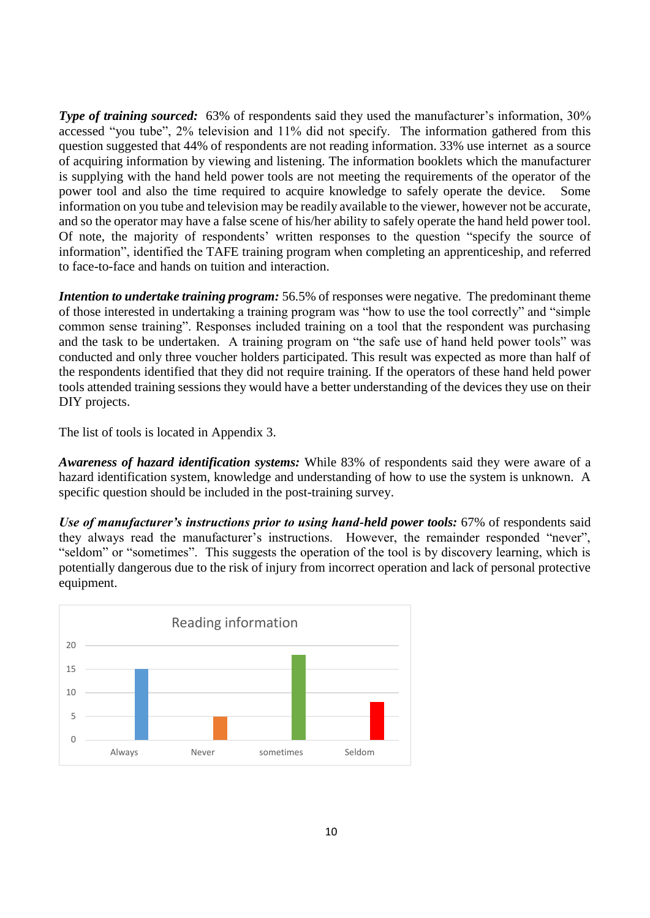***Type of training sourced:*** 63% of respondents said they used the manufacturer's information, 30% accessed "you tube", 2% television and 11% did not specify. The information gathered from this question suggested that 44% of respondents are not reading information. 33% use internet as a source of acquiring information by viewing and listening. The information booklets which the manufacturer is supplying with the hand held power tools are not meeting the requirements of the operator of the power tool and also the time required to acquire knowledge to safely operate the device. Some information on you tube and television may be readily available to the viewer, however not be accurate, and so the operator may have a false scene of his/her ability to safely operate the hand held power tool. Of note, the majority of respondents' written responses to the question "specify the source of information", identified the TAFE training program when completing an apprenticeship, and referred to face-to-face and hands on tuition and interaction.

***Intention to undertake training program:*** 56.5% of responses were negative. The predominant theme of those interested in undertaking a training program was "how to use the tool correctly" and "simple common sense training". Responses included training on a tool that the respondent was purchasing and the task to be undertaken. A training program on "the safe use of hand held power tools" was conducted and only three voucher holders participated. This result was expected as more than half of the respondents identified that they did not require training. If the operators of these hand held power tools attended training sessions they would have a better understanding of the devices they use on their DIY projects.

The list of tools is located in Appendix 3.

***Awareness of hazard identification systems:*** While 83% of respondents said they were aware of a hazard identification system, knowledge and understanding of how to use the system is unknown. A specific question should be included in the post-training survey.

***Use of manufacturer's instructions prior to using hand-held power tools:*** 67% of respondents said they always read the manufacturer's instructions. However, the remainder responded "never", "seldom" or "sometimes". This suggests the operation of the tool is by discovery learning, which is potentially dangerous due to the risk of injury from incorrect operation and lack of personal protective equipment.

Reading information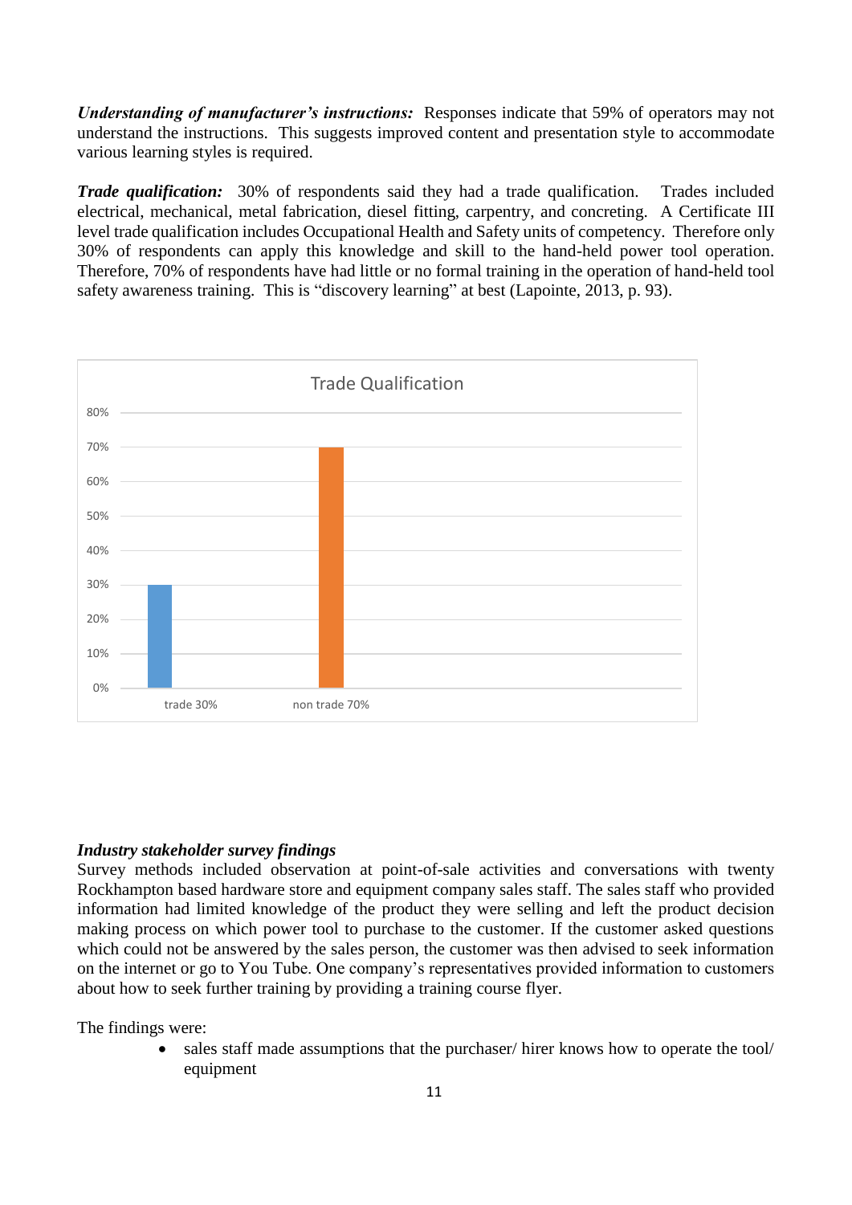***Understanding of manufacturer's instructions:*** Responses indicate that 59% of operators may not understand the instructions. This suggests improved content and presentation style to accommodate various learning styles is required.

***Trade qualification:*** 30% of respondents said they had a trade qualification. Trades included electrical, mechanical, metal fabrication, diesel fitting, carpentry, and concreting. A Certificate III level trade qualification includes Occupational Health and Safety units of competency. Therefore only 30% of respondents can apply this knowledge and skill to the hand-held power tool operation. Therefore, 70% of respondents have had little or no formal training in the operation of hand-held tool safety awareness training. This is "discovery learning" at best (Lapointe, 2013, p. 93).

### *Industry stakeholder survey findings*

Survey methods included observation at point-of-sale activities and conversations with twenty Rockhampton based hardware store and equipment company sales staff. The sales staff who provided information had limited knowledge of the product they were selling and left the product decision making process on which power tool to purchase to the customer. If the customer asked questions which could not be answered by the sales person, the customer was then advised to seek information on the internet or go to You Tube. One company's representatives provided information to customers about how to seek further training by providing a training course flyer.

The findings were:

- sales staff made assumptions that the purchaser/ hirer knows how to operate the tool/ equipment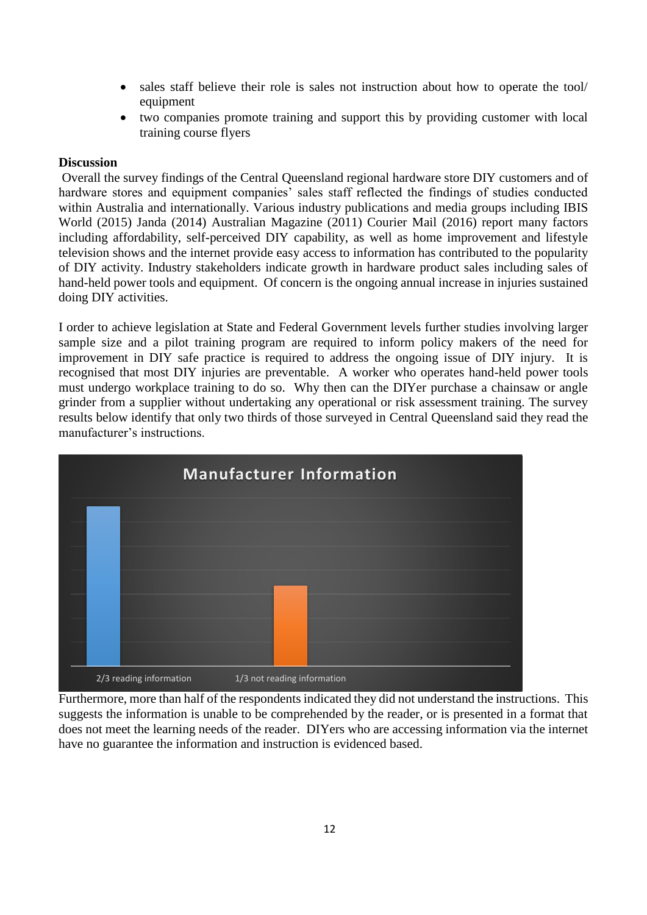- sales staff believe their role is sales not instruction about how to operate the tool/ equipment
- two companies promote training and support this by providing customer with local training course flyers

**Discussion**

Overall the survey findings of the Central Queensland regional hardware store DIY customers and of hardware stores and equipment companies' sales staff reflected the findings of studies conducted within Australia and internationally. Various industry publications and media groups including IBIS World (2015) Janda (2014) Australian Magazine (2011) Courier Mail (2016) report many factors including affordability, self-perceived DIY capability, as well as home improvement and lifestyle television shows and the internet provide easy access to information has contributed to the popularity of DIY activity. Industry stakeholders indicate growth in hardware product sales including sales of hand-held power tools and equipment. Of concern is the ongoing annual increase in injuries sustained doing DIY activities.

I order to achieve legislation at State and Federal Government levels further studies involving larger sample size and a pilot training program are required to inform policy makers of the need for improvement in DIY safe practice is required to address the ongoing issue of DIY injury. It is recognised that most DIY injuries are preventable. A worker who operates hand-held power tools must undergo workplace training to do so. Why then can the DIYer purchase a chainsaw or angle grinder from a supplier without undertaking any operational or risk assessment training. The survey results below identify that only two thirds of those surveyed in Central Queensland said they read the manufacturer's instructions.

**Manufacturer Information**

| 2/3 reading information | 1/3 not reading information |
|---|---|

Furthermore, more than half of the respondents indicated they did not understand the instructions. This suggests the information is unable to be comprehended by the reader, or is presented in a format that does not meet the learning needs of the reader. DIYers who are accessing information via the internet have no guarantee the information and instruction is evidenced based.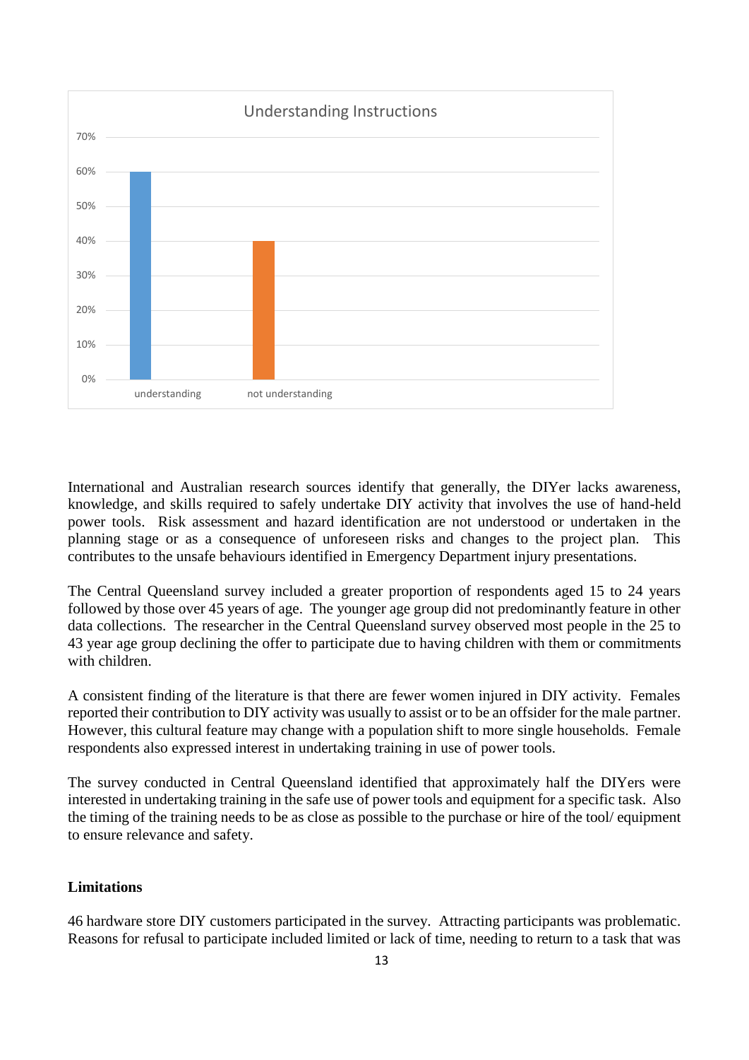Understanding Instructions

| | Percentage |
|---|---|
| understanding | 60% |
| not understanding | 40% |

International and Australian research sources identify that generally, the DIYer lacks awareness, knowledge, and skills required to safely undertake DIY activity that involves the use of hand-held power tools. Risk assessment and hazard identification are not understood or undertaken in the planning stage or as a consequence of unforeseen risks and changes to the project plan. This contributes to the unsafe behaviours identified in Emergency Department injury presentations.

The Central Queensland survey included a greater proportion of respondents aged 15 to 24 years followed by those over 45 years of age. The younger age group did not predominantly feature in other data collections. The researcher in the Central Queensland survey observed most people in the 25 to 43 year age group declining the offer to participate due to having children with them or commitments with children.

A consistent finding of the literature is that there are fewer women injured in DIY activity. Females reported their contribution to DIY activity was usually to assist or to be an offsider for the male partner. However, this cultural feature may change with a population shift to more single households. Female respondents also expressed interest in undertaking training in use of power tools.

The survey conducted in Central Queensland identified that approximately half the DIYers were interested in undertaking training in the safe use of power tools and equipment for a specific task. Also the timing of the training needs to be as close as possible to the purchase or hire of the tool/ equipment to ensure relevance and safety.

**Limitations**

46 hardware store DIY customers participated in the survey. Attracting participants was problematic. Reasons for refusal to participate included limited or lack of time, needing to return to a task that was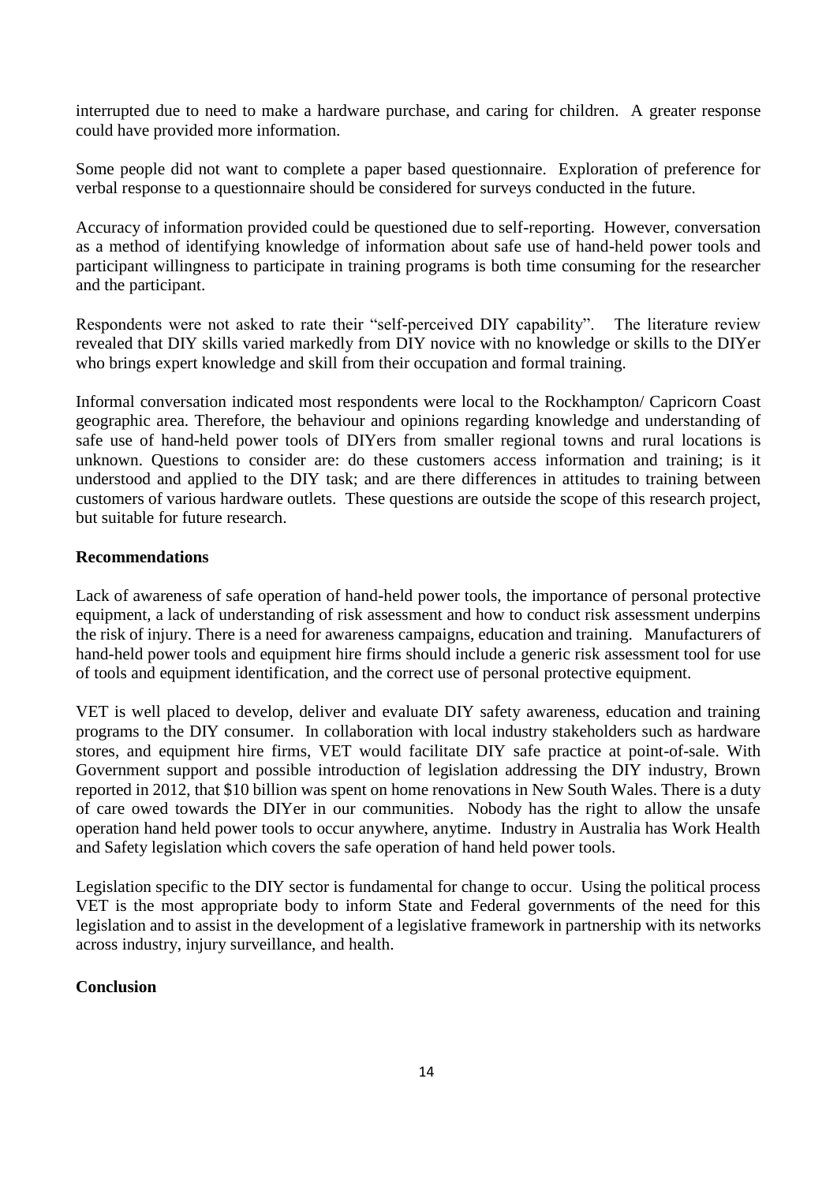interrupted due to need to make a hardware purchase, and caring for children. A greater response could have provided more information.

Some people did not want to complete a paper based questionnaire. Exploration of preference for verbal response to a questionnaire should be considered for surveys conducted in the future.

Accuracy of information provided could be questioned due to self-reporting. However, conversation as a method of identifying knowledge of information about safe use of hand-held power tools and participant willingness to participate in training programs is both time consuming for the researcher and the participant.

Respondents were not asked to rate their "self-perceived DIY capability". The literature review revealed that DIY skills varied markedly from DIY novice with no knowledge or skills to the DIYer who brings expert knowledge and skill from their occupation and formal training.

Informal conversation indicated most respondents were local to the Rockhampton/ Capricorn Coast geographic area. Therefore, the behaviour and opinions regarding knowledge and understanding of safe use of hand-held power tools of DIYers from smaller regional towns and rural locations is unknown. Questions to consider are: do these customers access information and training; is it understood and applied to the DIY task; and are there differences in attitudes to training between customers of various hardware outlets. These questions are outside the scope of this research project, but suitable for future research.

**Recommendations**

Lack of awareness of safe operation of hand-held power tools, the importance of personal protective equipment, a lack of understanding of risk assessment and how to conduct risk assessment underpins the risk of injury. There is a need for awareness campaigns, education and training. Manufacturers of hand-held power tools and equipment hire firms should include a generic risk assessment tool for use of tools and equipment identification, and the correct use of personal protective equipment.

VET is well placed to develop, deliver and evaluate DIY safety awareness, education and training programs to the DIY consumer. In collaboration with local industry stakeholders such as hardware stores, and equipment hire firms, VET would facilitate DIY safe practice at point-of-sale. With Government support and possible introduction of legislation addressing the DIY industry, Brown reported in 2012, that $10 billion was spent on home renovations in New South Wales. There is a duty of care owed towards the DIYer in our communities. Nobody has the right to allow the unsafe operation hand held power tools to occur anywhere, anytime. Industry in Australia has Work Health and Safety legislation which covers the safe operation of hand held power tools.

Legislation specific to the DIY sector is fundamental for change to occur. Using the political process VET is the most appropriate body to inform State and Federal governments of the need for this legislation and to assist in the development of a legislative framework in partnership with its networks across industry, injury surveillance, and health.

**Conclusion**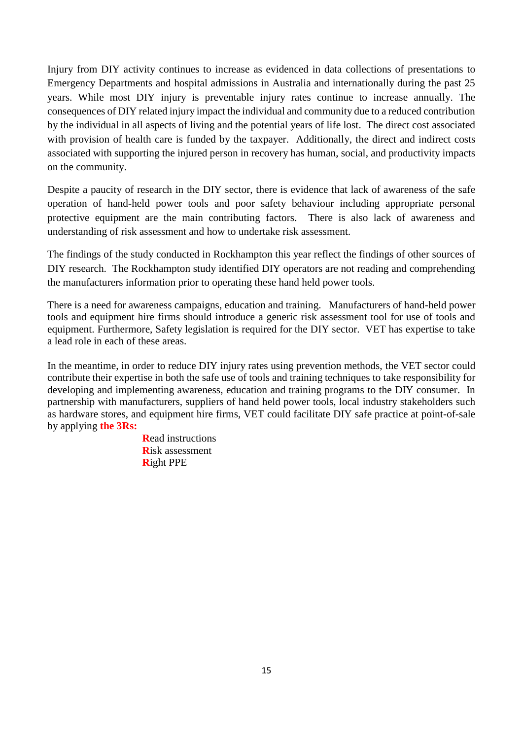Injury from DIY activity continues to increase as evidenced in data collections of presentations to Emergency Departments and hospital admissions in Australia and internationally during the past 25 years. While most DIY injury is preventable injury rates continue to increase annually. The consequences of DIY related injury impact the individual and community due to a reduced contribution by the individual in all aspects of living and the potential years of life lost. The direct cost associated with provision of health care is funded by the taxpayer. Additionally, the direct and indirect costs associated with supporting the injured person in recovery has human, social, and productivity impacts on the community.

Despite a paucity of research in the DIY sector, there is evidence that lack of awareness of the safe operation of hand-held power tools and poor safety behaviour including appropriate personal protective equipment are the main contributing factors. There is also lack of awareness and understanding of risk assessment and how to undertake risk assessment.

The findings of the study conducted in Rockhampton this year reflect the findings of other sources of DIY research. The Rockhampton study identified DIY operators are not reading and comprehending the manufacturers information prior to operating these hand held power tools.

There is a need for awareness campaigns, education and training. Manufacturers of hand-held power tools and equipment hire firms should introduce a generic risk assessment tool for use of tools and equipment. Furthermore, Safety legislation is required for the DIY sector. VET has expertise to take a lead role in each of these areas.

In the meantime, in order to reduce DIY injury rates using prevention methods, the VET sector could contribute their expertise in both the safe use of tools and training techniques to take responsibility for developing and implementing awareness, education and training programs to the DIY consumer. In partnership with manufacturers, suppliers of hand held power tools, local industry stakeholders such as hardware stores, and equipment hire firms, VET could facilitate DIY safe practice at point-of-sale by applying **the 3Rs:**

**R**ead instructions
**R**isk assessment
**R**ight PPE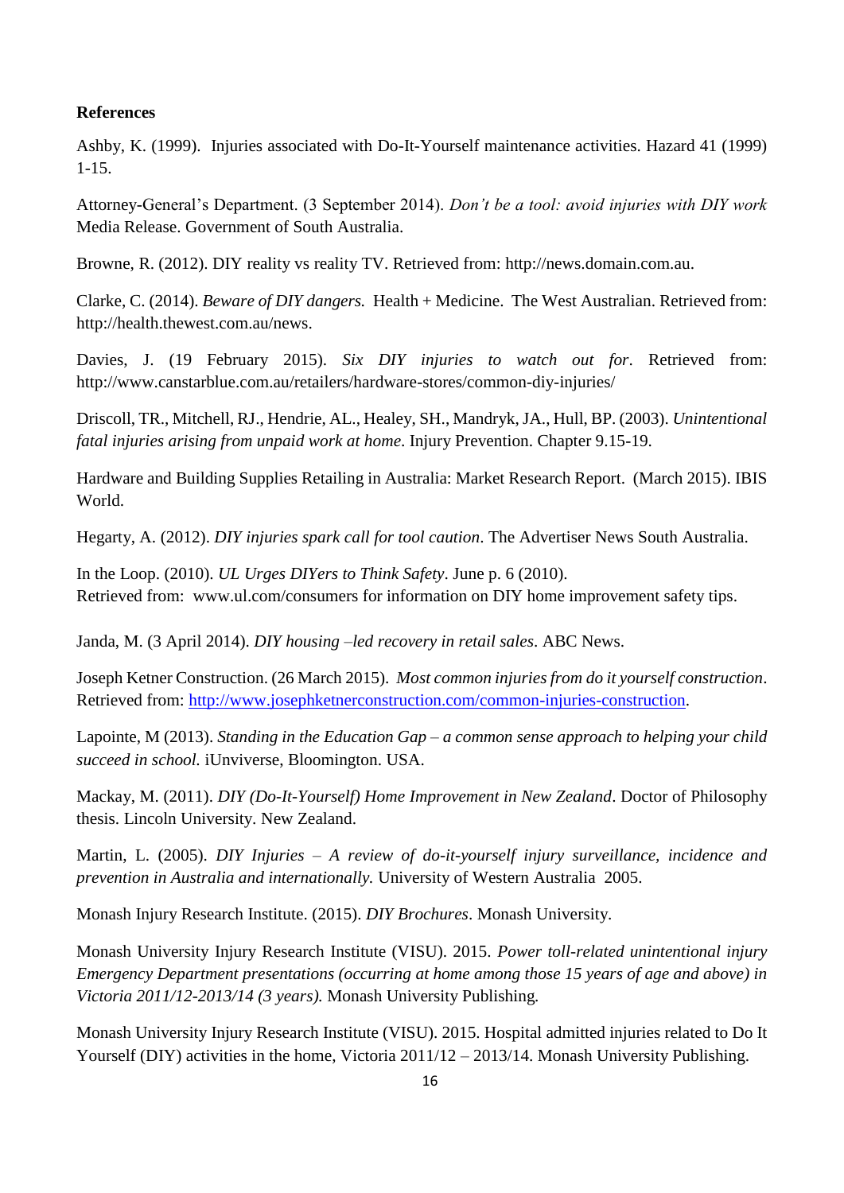**References**

Ashby, K. (1999). Injuries associated with Do-It-Yourself maintenance activities. Hazard 41 (1999) 1-15.

Attorney-General's Department. (3 September 2014). *Don't be a tool: avoid injuries with DIY work* Media Release. Government of South Australia.

Browne, R. (2012). DIY reality vs reality TV. Retrieved from: http://news.domain.com.au.

Clarke, C. (2014). *Beware of DIY dangers.* Health + Medicine. The West Australian. Retrieved from: http://health.thewest.com.au/news.

Davies, J. (19 February 2015). *Six DIY injuries to watch out for*. Retrieved from: http://www.canstarblue.com.au/retailers/hardware-stores/common-diy-injuries/

Driscoll, TR., Mitchell, RJ., Hendrie, AL., Healey, SH., Mandryk, JA., Hull, BP. (2003). *Unintentional fatal injuries arising from unpaid work at home*. Injury Prevention. Chapter 9.15-19.

Hardware and Building Supplies Retailing in Australia: Market Research Report. (March 2015). IBIS World.

Hegarty, A. (2012). *DIY injuries spark call for tool caution*. The Advertiser News South Australia.

In the Loop. (2010). *UL Urges DIYers to Think Safety*. June p. 6 (2010).
Retrieved from: www.ul.com/consumers for information on DIY home improvement safety tips.

Janda, M. (3 April 2014). *DIY housing –led recovery in retail sales*. ABC News.

Joseph Ketner Construction. (26 March 2015). *Most common injuries from do it yourself construction*. Retrieved from: http://www.josephketnerconstruction.com/common-injuries-construction.

Lapointe, M (2013). *Standing in the Education Gap – a common sense approach to helping your child succeed in school.* iUnviverse, Bloomington. USA.

Mackay, M. (2011). *DIY (Do-It-Yourself) Home Improvement in New Zealand*. Doctor of Philosophy thesis. Lincoln University. New Zealand.

Martin, L. (2005). *DIY Injuries – A review of do-it-yourself injury surveillance, incidence and prevention in Australia and internationally.* University of Western Australia 2005.

Monash Injury Research Institute. (2015). *DIY Brochures*. Monash University.

Monash University Injury Research Institute (VISU). 2015. *Power toll-related unintentional injury Emergency Department presentations (occurring at home among those 15 years of age and above) in Victoria 2011/12-2013/14 (3 years).* Monash University Publishing.

Monash University Injury Research Institute (VISU). 2015. Hospital admitted injuries related to Do It Yourself (DIY) activities in the home, Victoria 2011/12 – 2013/14. Monash University Publishing.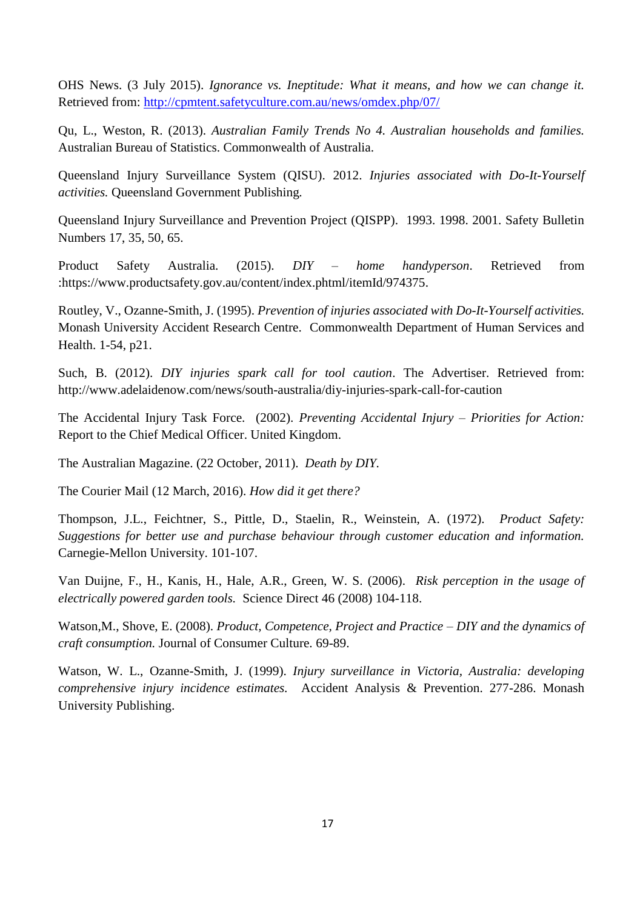OHS News. (3 July 2015). *Ignorance vs. Ineptitude: What it means, and how we can change it.* Retrieved from: [http://cpmtent.safetyculture.com.au/news/omdex.php/07/](http://cpmtent.safetyculture.com.au/news/omdex.php/07/)

Qu, L., Weston, R. (2013). *Australian Family Trends No 4. Australian households and families.* Australian Bureau of Statistics. Commonwealth of Australia.

Queensland Injury Surveillance System (QISU). 2012. *Injuries associated with Do-It-Yourself activities.* Queensland Government Publishing.

Queensland Injury Surveillance and Prevention Project (QISPP). 1993. 1998. 2001. Safety Bulletin Numbers 17, 35, 50, 65.

Product Safety Australia. (2015). *DIY – home handyperson*. Retrieved from :https://www.productsafety.gov.au/content/index.phtml/itemId/974375.

Routley, V., Ozanne-Smith, J. (1995). *Prevention of injuries associated with Do-It-Yourself activities.* Monash University Accident Research Centre. Commonwealth Department of Human Services and Health. 1-54, p21.

Such, B. (2012). *DIY injuries spark call for tool caution*. The Advertiser. Retrieved from: http://www.adelaidenow.com/news/south-australia/diy-injuries-spark-call-for-caution

The Accidental Injury Task Force. (2002). *Preventing Accidental Injury – Priorities for Action:* Report to the Chief Medical Officer. United Kingdom.

The Australian Magazine. (22 October, 2011). *Death by DIY.*

The Courier Mail (12 March, 2016). *How did it get there?*

Thompson, J.L., Feichtner, S., Pittle, D., Staelin, R., Weinstein, A. (1972). *Product Safety: Suggestions for better use and purchase behaviour through customer education and information.* Carnegie-Mellon University. 101-107.

Van Duijne, F., H., Kanis, H., Hale, A.R., Green, W. S. (2006). *Risk perception in the usage of electrically powered garden tools.* Science Direct 46 (2008) 104-118.

Watson,M., Shove, E. (2008). *Product, Competence, Project and Practice – DIY and the dynamics of craft consumption.* Journal of Consumer Culture. 69-89.

Watson, W. L., Ozanne-Smith, J. (1999). *Injury surveillance in Victoria, Australia: developing comprehensive injury incidence estimates.* Accident Analysis & Prevention. 277-286. Monash University Publishing.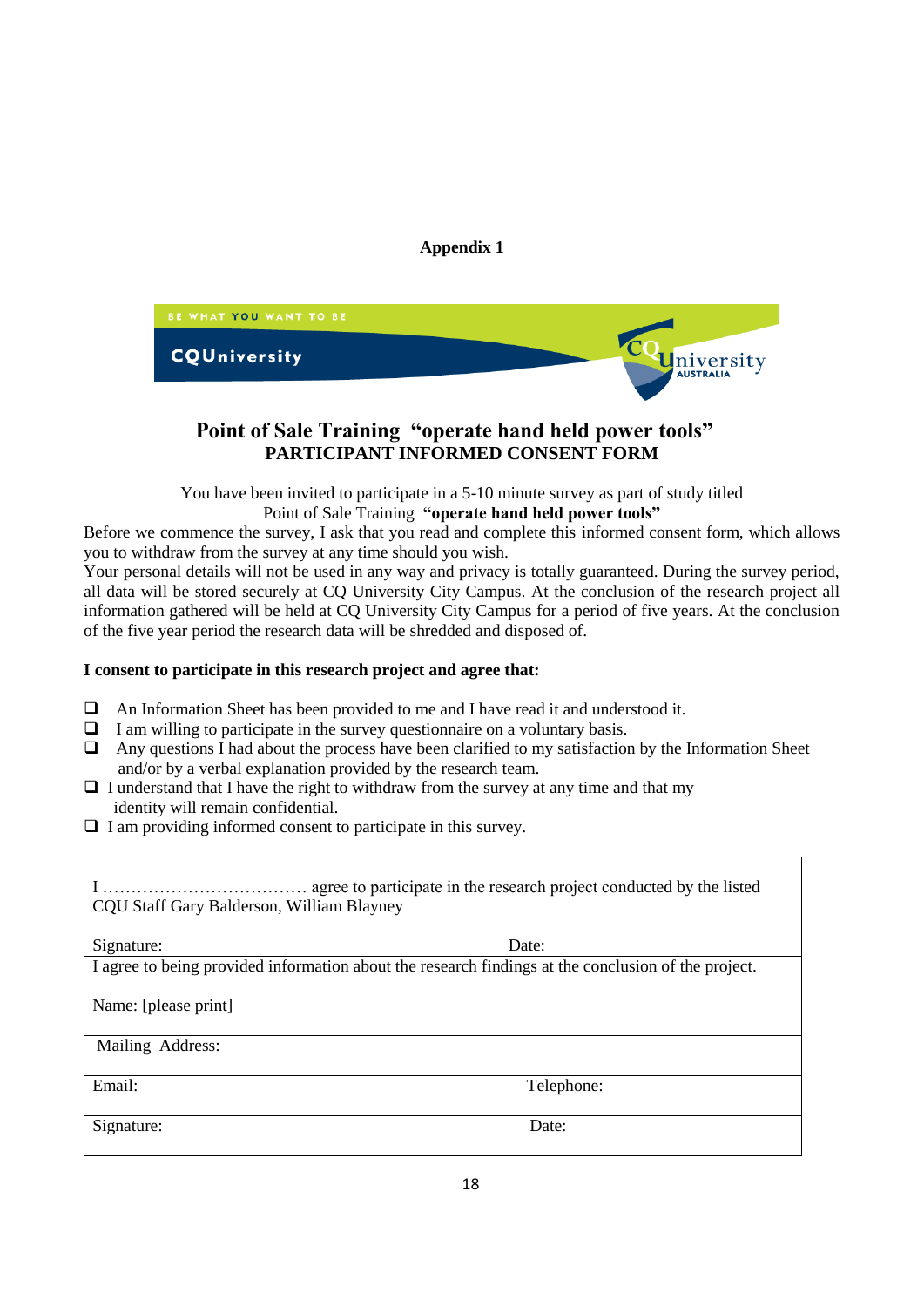**Appendix 1**

BE WHAT YOU WANT TO BE

CQUniversity

CQUniversity AUSTRALIA

## Point of Sale Training "operate hand held power tools"
### PARTICIPANT INFORMED CONSENT FORM

You have been invited to participate in a 5-10 minute survey as part of study titled Point of Sale Training **"operate hand held power tools"**

Before we commence the survey, I ask that you read and complete this informed consent form, which allows you to withdraw from the survey at any time should you wish.

Your personal details will not be used in any way and privacy is totally guaranteed. During the survey period, all data will be stored securely at CQ University City Campus. At the conclusion of the research project all information gathered will be held at CQ University City Campus for a period of five years. At the conclusion of the five year period the research data will be shredded and disposed of.

**I consent to participate in this research project and agree that:**

- ❑ An Information Sheet has been provided to me and I have read it and understood it.
- ❑ I am willing to participate in the survey questionnaire on a voluntary basis.
- ❑ Any questions I had about the process have been clarified to my satisfaction by the Information Sheet and/or by a verbal explanation provided by the research team.
- ❑ I understand that I have the right to withdraw from the survey at any time and that my identity will remain confidential.
- ❑ I am providing informed consent to participate in this survey.

| | |
|---|---|
| I ……………………………… agree to participate in the research project conducted by the listed CQU Staff Gary Balderson, William Blayney<br><br>Signature: | Date: |
| I agree to being provided information about the research findings at the conclusion of the project.<br><br>Name: [please print] | |
| Mailing Address: | |
| Email: | Telephone: |
| Signature: | Date: |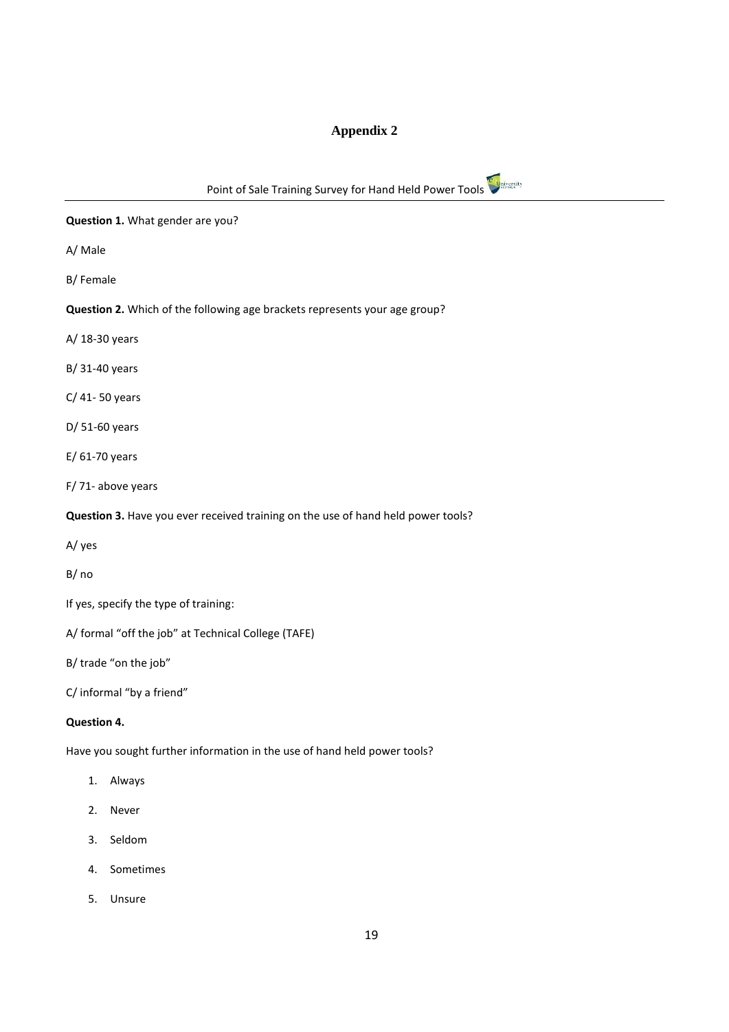# Appendix 2

Point of Sale Training Survey for Hand Held Power Tools

---

**Question 1.** What gender are you?

A/ Male

B/ Female

**Question 2.** Which of the following age brackets represents your age group?

A/ 18-30 years

B/ 31-40 years

C/ 41- 50 years

D/ 51-60 years

E/ 61-70 years

F/ 71- above years

**Question 3.** Have you ever received training on the use of hand held power tools?

A/ yes

B/ no

If yes, specify the type of training:

A/ formal "off the job" at Technical College (TAFE)

B/ trade "on the job"

C/ informal "by a friend"

**Question 4.**

Have you sought further information in the use of hand held power tools?

1. Always
2. Never
3. Seldom
4. Sometimes
5. Unsure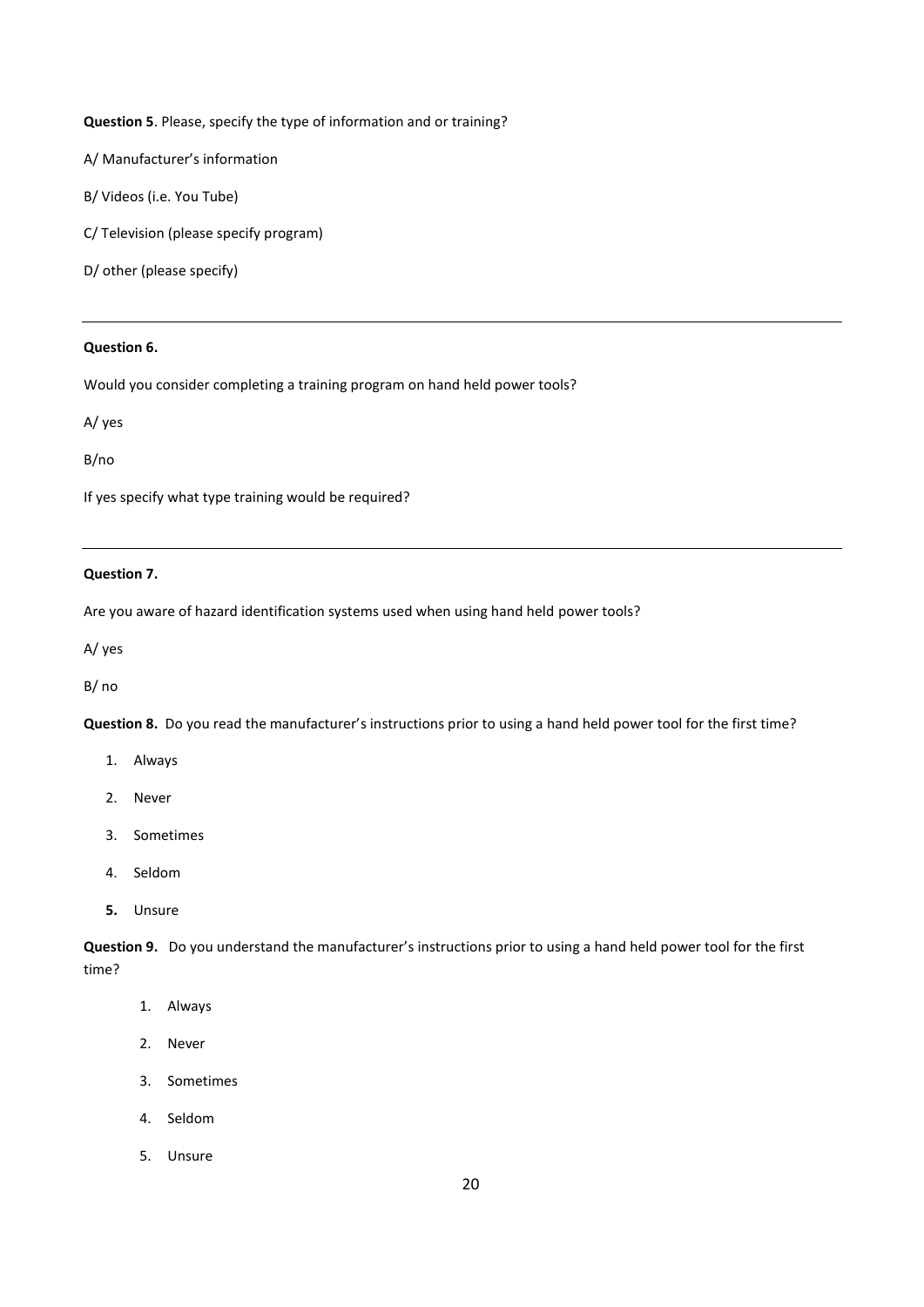**Question 5**. Please, specify the type of information and or training?

A/ Manufacturer's information

B/ Videos (i.e. You Tube)

C/ Television (please specify program)

D/ other (please specify)

---

**Question 6.**

Would you consider completing a training program on hand held power tools?

A/ yes

B/no

If yes specify what type training would be required?

---

**Question 7.**

Are you aware of hazard identification systems used when using hand held power tools?

A/ yes

B/ no

**Question 8.** Do you read the manufacturer's instructions prior to using a hand held power tool for the first time?

1. Always
2. Never
3. Sometimes
4. Seldom
5. Unsure

**Question 9.** Do you understand the manufacturer's instructions prior to using a hand held power tool for the first time?

1. Always
2. Never
3. Sometimes
4. Seldom
5. Unsure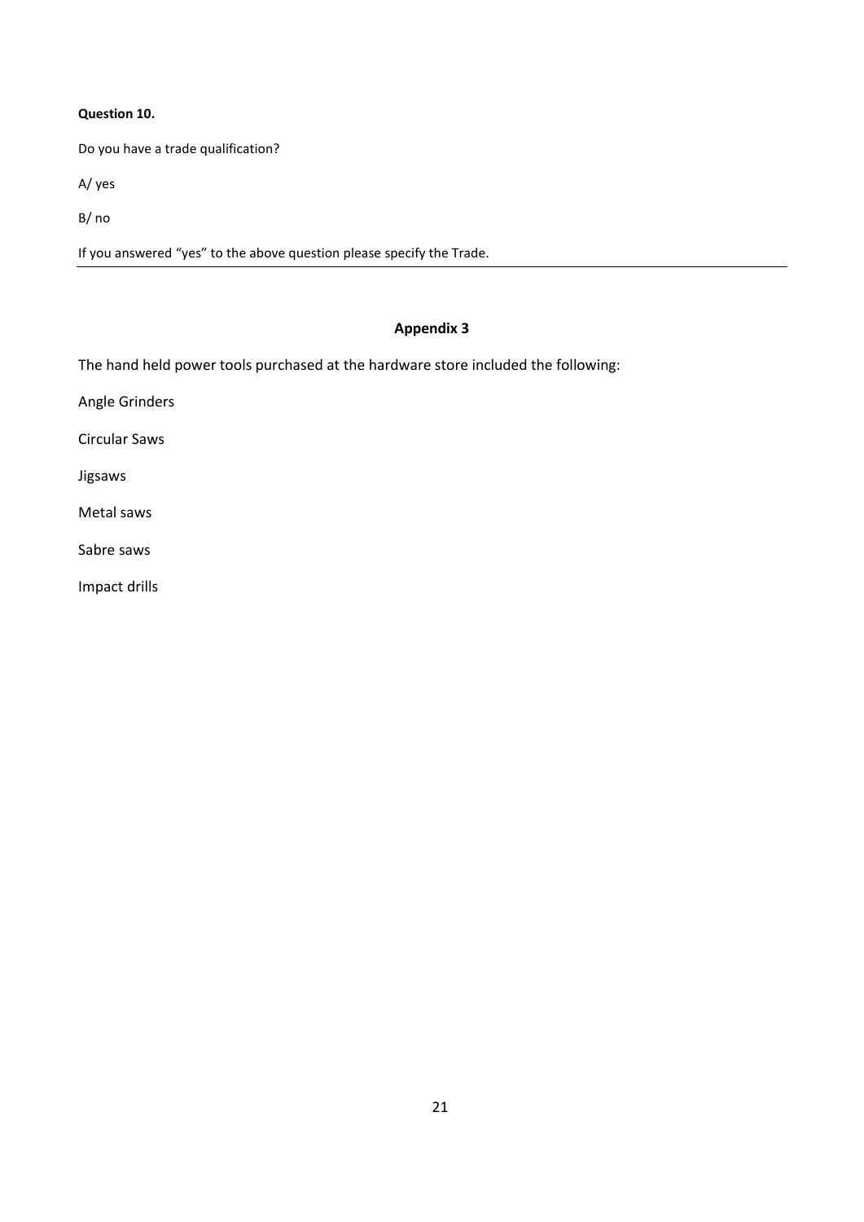**Question 10.**

Do you have a trade qualification?

A/ yes

B/ no

If you answered "yes" to the above question please specify the Trade.

---

## Appendix 3

The hand held power tools purchased at the hardware store included the following:

Angle Grinders

Circular Saws

Jigsaws

Metal saws

Sabre saws

Impact drills